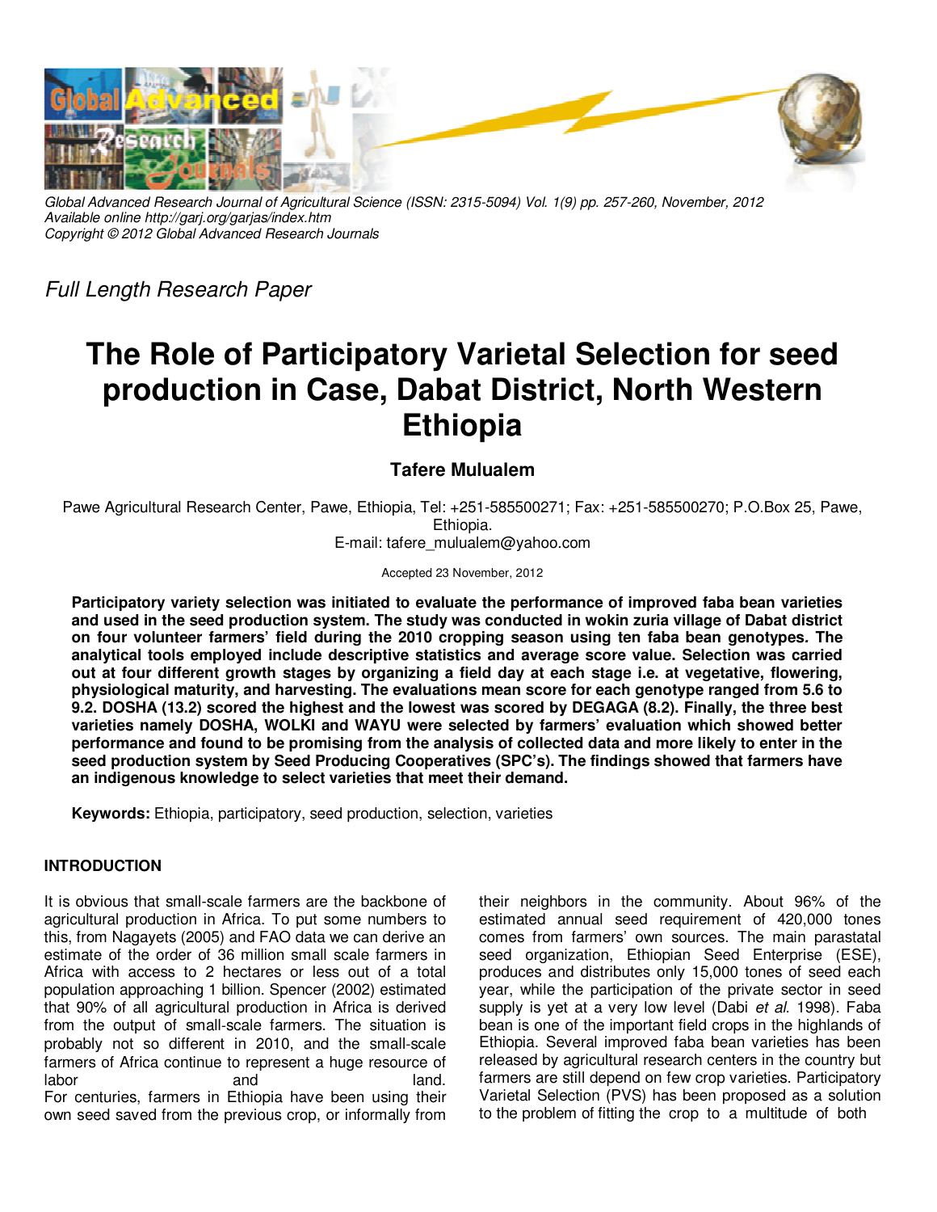Global Advanced Research Journal of Agricultural Science (ISSN: 2315-5094) Vol. 1(9) pp. 257-260, November, 2012
Available online http://garj.org/garjas/index.htm
Copyright © 2012 Global Advanced Research Journals

*Full Length Research Paper*

# The Role of Participatory Varietal Selection for seed production in Case, Dabat District, North Western Ethiopia

**Tafere Mulualem**

Pawe Agricultural Research Center, Pawe, Ethiopia, Tel: +251-585500271; Fax: +251-585500270; P.O.Box 25, Pawe, Ethiopia.
E-mail: tafere_mulualem@yahoo.com

Accepted 23 November, 2012

**Participatory variety selection was initiated to evaluate the performance of improved faba bean varieties and used in the seed production system. The study was conducted in wokin zuria village of Dabat district on four volunteer farmers' field during the 2010 cropping season using ten faba bean genotypes. The analytical tools employed include descriptive statistics and average score value. Selection was carried out at four different growth stages by organizing a field day at each stage i.e. at vegetative, flowering, physiological maturity, and harvesting. The evaluations mean score for each genotype ranged from 5.6 to 9.2. DOSHA (13.2) scored the highest and the lowest was scored by DEGAGA (8.2). Finally, the three best varieties namely DOSHA, WOLKI and WAYU were selected by farmers' evaluation which showed better performance and found to be promising from the analysis of collected data and more likely to enter in the seed production system by Seed Producing Cooperatives (SPC's). The findings showed that farmers have an indigenous knowledge to select varieties that meet their demand.**

**Keywords:** Ethiopia, participatory, seed production, selection, varieties

## INTRODUCTION

It is obvious that small-scale farmers are the backbone of agricultural production in Africa. To put some numbers to this, from Nagayets (2005) and FAO data we can derive an estimate of the order of 36 million small scale farmers in Africa with access to 2 hectares or less out of a total population approaching 1 billion. Spencer (2002) estimated that 90% of all agricultural production in Africa is derived from the output of small-scale farmers. The situation is probably not so different in 2010, and the small-scale farmers of Africa continue to represent a huge resource of labor and land.

For centuries, farmers in Ethiopia have been using their own seed saved from the previous crop, or informally from their neighbors in the community. About 96% of the estimated annual seed requirement of 420,000 tones comes from farmers' own sources. The main parastatal seed organization, Ethiopian Seed Enterprise (ESE), produces and distributes only 15,000 tones of seed each year, while the participation of the private sector in seed supply is yet at a very low level (Dabi *et al*. 1998). Faba bean is one of the important field crops in the highlands of Ethiopia. Several improved faba bean varieties has been released by agricultural research centers in the country but farmers are still depend on few crop varieties. Participatory Varietal Selection (PVS) has been proposed as a solution to the problem of fitting the crop to a multitude of both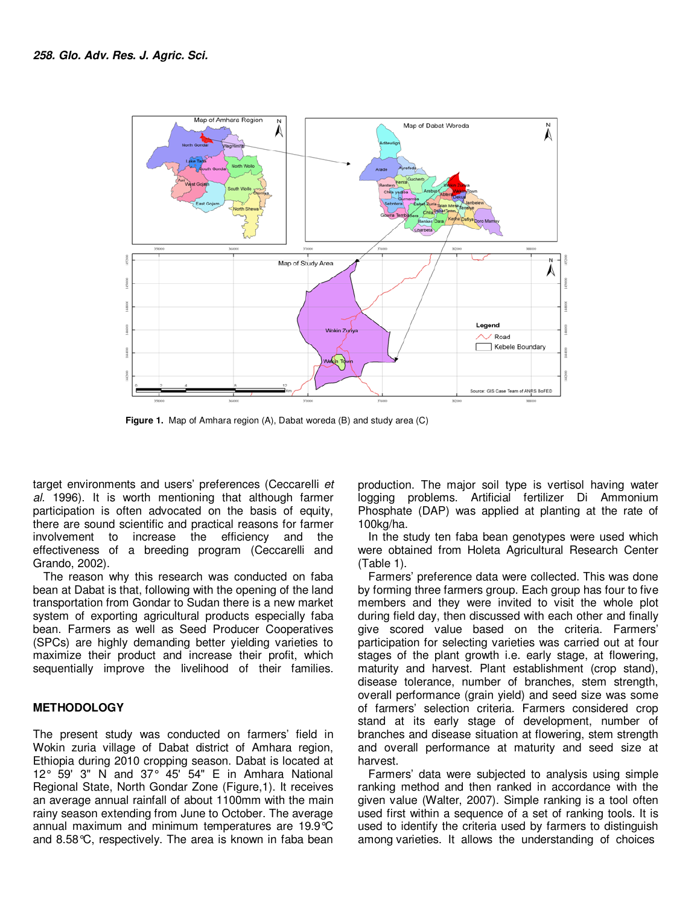**Figure 1.** Map of Amhara region (A), Dabat woreda (B) and study area (C)

target environments and users' preferences (Ceccarelli *et al.* 1996). It is worth mentioning that although farmer participation is often advocated on the basis of equity, there are sound scientific and practical reasons for farmer involvement to increase the efficiency and the effectiveness of a breeding program (Ceccarelli and Grando, 2002).

The reason why this research was conducted on faba bean at Dabat is that, following with the opening of the land transportation from Gondar to Sudan there is a new market system of exporting agricultural products especially faba bean. Farmers as well as Seed Producer Cooperatives (SPCs) are highly demanding better yielding varieties to maximize their product and increase their profit, which sequentially improve the livelihood of their families.

## METHODOLOGY

The present study was conducted on farmers' field in Wokin zuria village of Dabat district of Amhara region, Ethiopia during 2010 cropping season. Dabat is located at 12° 59' 3" N and 37° 45' 54" E in Amhara National Regional State, North Gondar Zone (Figure,1). It receives an average annual rainfall of about 1100mm with the main rainy season extending from June to October. The average annual maximum and minimum temperatures are 19.9℃ and 8.58℃, respectively. The area is known in faba bean production. The major soil type is vertisol having water logging problems. Artificial fertilizer Di Ammonium Phosphate (DAP) was applied at planting at the rate of 100kg/ha.

In the study ten faba bean genotypes were used which were obtained from Holeta Agricultural Research Center (Table 1).

Farmers' preference data were collected. This was done by forming three farmers group. Each group has four to five members and they were invited to visit the whole plot during field day, then discussed with each other and finally give scored value based on the criteria. Farmers' participation for selecting varieties was carried out at four stages of the plant growth i.e. early stage, at flowering, maturity and harvest. Plant establishment (crop stand), disease tolerance, number of branches, stem strength, overall performance (grain yield) and seed size was some of farmers' selection criteria. Farmers considered crop stand at its early stage of development, number of branches and disease situation at flowering, stem strength and overall performance at maturity and seed size at harvest.

Farmers' data were subjected to analysis using simple ranking method and then ranked in accordance with the given value (Walter, 2007). Simple ranking is a tool often used first within a sequence of a set of ranking tools. It is used to identify the criteria used by farmers to distinguish among varieties. It allows the understanding of choices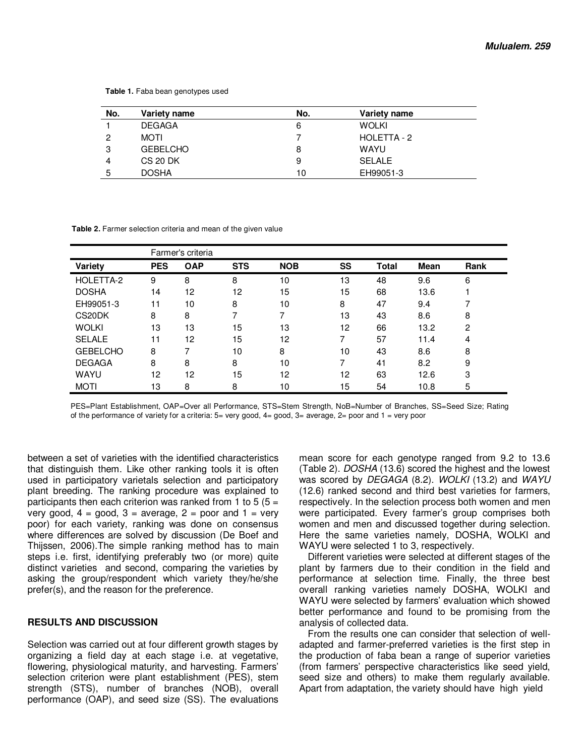**Table 1.** Faba bean genotypes used

| No. | Variety name | No. | Variety name |
|---|---|---|---|
| 1 | DEGAGA | 6 | WOLKI |
| 2 | MOTI | 7 | HOLETTA - 2 |
| 3 | GEBELCHO | 8 | WAYU |
| 4 | CS 20 DK | 9 | SELALE |
| 5 | DOSHA | 10 | EH99051-3 |

**Table 2.** Farmer selection criteria and mean of the given value

| | Farmer's criteria | | | | | | | |
|---|---|---|---|---|---|---|---|---|
| **Variety** | **PES** | **OAP** | **STS** | **NOB** | **SS** | **Total** | **Mean** | **Rank** |
| HOLETTA-2 | 9 | 8 | 8 | 10 | 13 | 48 | 9.6 | 6 |
| DOSHA | 14 | 12 | 12 | 15 | 15 | 68 | 13.6 | 1 |
| EH99051-3 | 11 | 10 | 8 | 10 | 8 | 47 | 9.4 | 7 |
| CS20DK | 8 | 8 | 7 | 7 | 13 | 43 | 8.6 | 8 |
| WOLKI | 13 | 13 | 15 | 13 | 12 | 66 | 13.2 | 2 |
| SELALE | 11 | 12 | 15 | 12 | 7 | 57 | 11.4 | 4 |
| GEBELCHO | 8 | 7 | 10 | 8 | 10 | 43 | 8.6 | 8 |
| DEGAGA | 8 | 8 | 8 | 10 | 7 | 41 | 8.2 | 9 |
| WAYU | 12 | 12 | 15 | 12 | 12 | 63 | 12.6 | 3 |
| MOTI | 13 | 8 | 8 | 10 | 15 | 54 | 10.8 | 5 |

PES=Plant Establishment, OAP=Over all Performance, STS=Stem Strength, NoB=Number of Branches, SS=Seed Size; Rating of the performance of variety for a criteria: 5= very good, 4= good, 3= average, 2= poor and 1 = very poor

between a set of varieties with the identified characteristics that distinguish them. Like other ranking tools it is often used in participatory varietals selection and participatory plant breeding. The ranking procedure was explained to participants then each criterion was ranked from 1 to 5 (5 = very good, 4 = good, 3 = average, 2 = poor and 1 = very poor) for each variety, ranking was done on consensus where differences are solved by discussion (De Boef and Thijssen, 2006).The simple ranking method has to main steps i.e. first, identifying preferably two (or more) quite distinct varieties and second, comparing the varieties by asking the group/respondent which variety they/he/she prefer(s), and the reason for the preference.

## RESULTS AND DISCUSSION

Selection was carried out at four different growth stages by organizing a field day at each stage i.e. at vegetative, flowering, physiological maturity, and harvesting. Farmers' selection criterion were plant establishment (PES), stem strength (STS), number of branches (NOB), overall performance (OAP), and seed size (SS). The evaluations mean score for each genotype ranged from 9.2 to 13.6 (Table 2). *DOSHA* (13.6) scored the highest and the lowest was scored by *DEGAGA* (8.2). *WOLKI* (13.2) and *WAYU* (12.6) ranked second and third best varieties for farmers, respectively. In the selection process both women and men were participated. Every farmer's group comprises both women and men and discussed together during selection. Here the same varieties namely, DOSHA, WOLKI and WAYU were selected 1 to 3, respectively.

Different varieties were selected at different stages of the plant by farmers due to their condition in the field and performance at selection time. Finally, the three best overall ranking varieties namely DOSHA, WOLKI and WAYU were selected by farmers' evaluation which showed better performance and found to be promising from the analysis of collected data.

From the results one can consider that selection of well-adapted and farmer-preferred varieties is the first step in the production of faba bean a range of superior varieties (from farmers' perspective characteristics like seed yield, seed size and others) to make them regularly available. Apart from adaptation, the variety should have high yield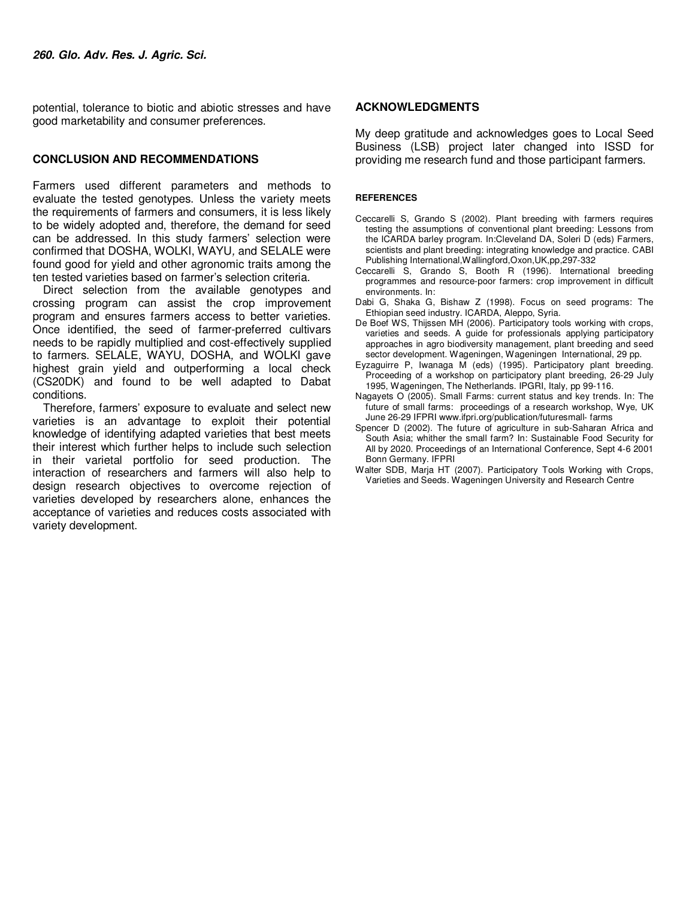potential, tolerance to biotic and abiotic stresses and have good marketability and consumer preferences.

## CONCLUSION AND RECOMMENDATIONS

Farmers used different parameters and methods to evaluate the tested genotypes. Unless the variety meets the requirements of farmers and consumers, it is less likely to be widely adopted and, therefore, the demand for seed can be addressed. In this study farmers' selection were confirmed that DOSHA, WOLKI, WAYU, and SELALE were found good for yield and other agronomic traits among the ten tested varieties based on farmer's selection criteria.

Direct selection from the available genotypes and crossing program can assist the crop improvement program and ensures farmers access to better varieties. Once identified, the seed of farmer-preferred cultivars needs to be rapidly multiplied and cost-effectively supplied to farmers. SELALE, WAYU, DOSHA, and WOLKI gave highest grain yield and outperforming a local check (CS20DK) and found to be well adapted to Dabat conditions.

Therefore, farmers' exposure to evaluate and select new varieties is an advantage to exploit their potential knowledge of identifying adapted varieties that best meets their interest which further helps to include such selection in their varietal portfolio for seed production. The interaction of researchers and farmers will also help to design research objectives to overcome rejection of varieties developed by researchers alone, enhances the acceptance of varieties and reduces costs associated with variety development.

## ACKNOWLEDGMENTS

My deep gratitude and acknowledges goes to Local Seed Business (LSB) project later changed into ISSD for providing me research fund and those participant farmers.

## REFERENCES

Ceccarelli S, Grando S (2002). Plant breeding with farmers requires testing the assumptions of conventional plant breeding: Lessons from the ICARDA barley program. In:Cleveland DA, Soleri D (eds) Farmers, scientists and plant breeding: integrating knowledge and practice. CABI Publishing International,Wallingford,Oxon,UK,pp,297-332

Ceccarelli S, Grando S, Booth R (1996). International breeding programmes and resource-poor farmers: crop improvement in difficult environments. In:

Dabi G, Shaka G, Bishaw Z (1998). Focus on seed programs: The Ethiopian seed industry. ICARDA, Aleppo, Syria.

De Boef WS, Thijssen MH (2006). Participatory tools working with crops, varieties and seeds. A guide for professionals applying participatory approaches in agro biodiversity management, plant breeding and seed sector development. Wageningen, Wageningen International, 29 pp.

Eyzaguirre P, Iwanaga M (eds) (1995). Participatory plant breeding. Proceeding of a workshop on participatory plant breeding, 26-29 July 1995, Wageningen, The Netherlands. IPGRI, Italy, pp 99-116.

Nagayets O (2005). Small Farms: current status and key trends. In: The future of small farms: proceedings of a research workshop, Wye, UK June 26-29 IFPRI www.ifpri.org/publication/futuresmall- farms

Spencer D (2002). The future of agriculture in sub-Saharan Africa and South Asia; whither the small farm? In: Sustainable Food Security for All by 2020. Proceedings of an International Conference, Sept 4-6 2001 Bonn Germany. IFPRI

Walter SDB, Marja HT (2007). Participatory Tools Working with Crops, Varieties and Seeds. Wageningen University and Research Centre